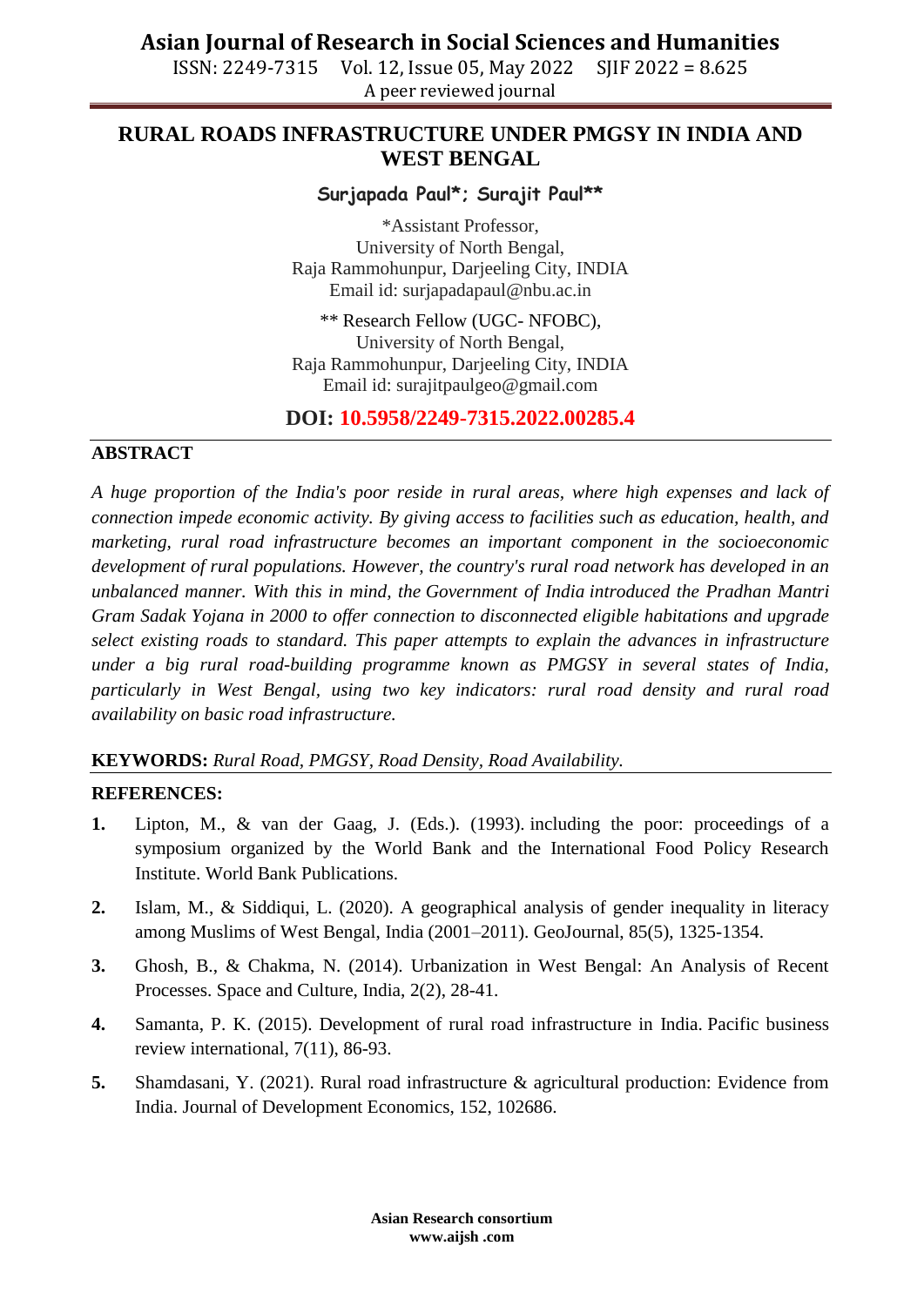# RURAL ROADS INFRASTRUCTURE UNDER PMGSY IN INDIA AND WEST BENGAL

**Surjapada Paul*; Surajit Paul****

*Assistant Professor,
University of North Bengal,
Raja Rammohunpur, Darjeeling City, INDIA
Email id: surjapadapaul@nbu.ac.in

** Research Fellow (UGC- NFOBC),
University of North Bengal,
Raja Rammohunpur, Darjeeling City, INDIA
Email id: surajitpaulgeo@gmail.com

**DOI: 10.5958/2249-7315.2022.00285.4**

## ABSTRACT

*A huge proportion of the India's poor reside in rural areas, where high expenses and lack of connection impede economic activity. By giving access to facilities such as education, health, and marketing, rural road infrastructure becomes an important component in the socioeconomic development of rural populations. However, the country's rural road network has developed in an unbalanced manner. With this in mind, the Government of India introduced the Pradhan Mantri Gram Sadak Yojana in 2000 to offer connection to disconnected eligible habitations and upgrade select existing roads to standard. This paper attempts to explain the advances in infrastructure under a big rural road-building programme known as PMGSY in several states of India, particularly in West Bengal, using two key indicators: rural road density and rural road availability on basic road infrastructure.*

**KEYWORDS:** *Rural Road, PMGSY, Road Density, Road Availability.*

## REFERENCES:

1. Lipton, M., & van der Gaag, J. (Eds.). (1993). including the poor: proceedings of a symposium organized by the World Bank and the International Food Policy Research Institute. World Bank Publications.
2. Islam, M., & Siddiqui, L. (2020). A geographical analysis of gender inequality in literacy among Muslims of West Bengal, India (2001–2011). GeoJournal, 85(5), 1325-1354.
3. Ghosh, B., & Chakma, N. (2014). Urbanization in West Bengal: An Analysis of Recent Processes. Space and Culture, India, 2(2), 28-41.
4. Samanta, P. K. (2015). Development of rural road infrastructure in India. Pacific business review international, 7(11), 86-93.
5. Shamdasani, Y. (2021). Rural road infrastructure & agricultural production: Evidence from India. Journal of Development Economics, 152, 102686.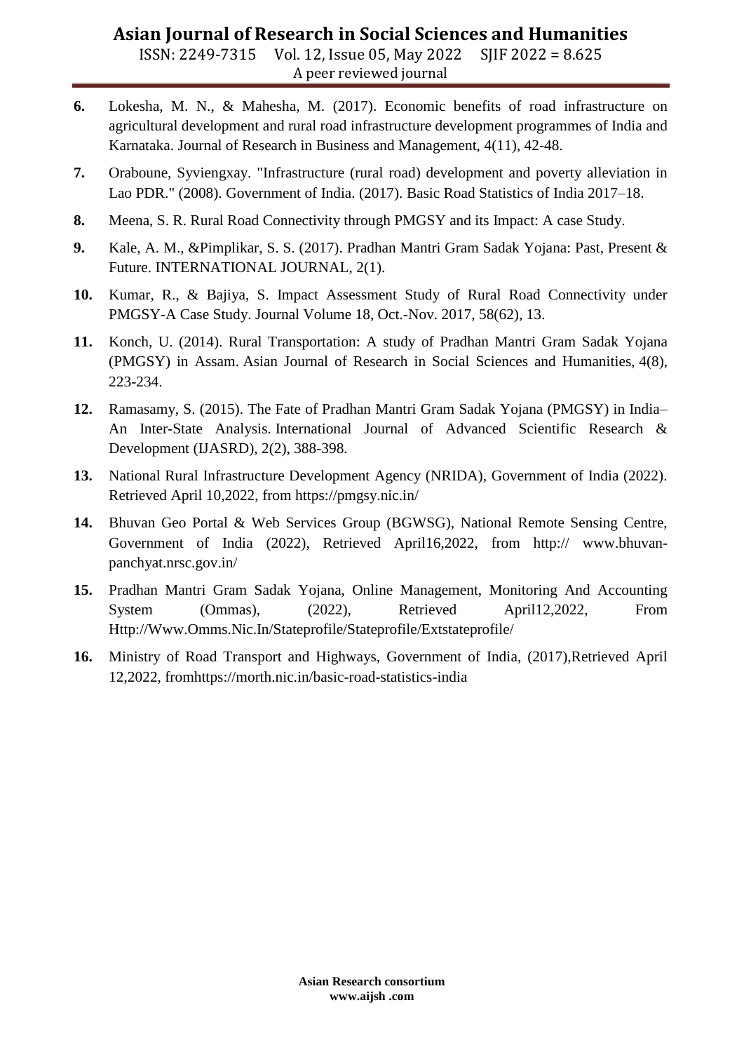6. Lokesha, M. N., & Mahesha, M. (2017). Economic benefits of road infrastructure on agricultural development and rural road infrastructure development programmes of India and Karnataka. Journal of Research in Business and Management, 4(11), 42-48.
7. Oraboune, Syviengxay. "Infrastructure (rural road) development and poverty alleviation in Lao PDR." (2008). Government of India. (2017). Basic Road Statistics of India 2017–18.
8. Meena, S. R. Rural Road Connectivity through PMGSY and its Impact: A case Study.
9. Kale, A. M., &Pimplikar, S. S. (2017). Pradhan Mantri Gram Sadak Yojana: Past, Present & Future. INTERNATIONAL JOURNAL, 2(1).
10. Kumar, R., & Bajiya, S. Impact Assessment Study of Rural Road Connectivity under PMGSY-A Case Study. Journal Volume 18, Oct.-Nov. 2017, 58(62), 13.
11. Konch, U. (2014). Rural Transportation: A study of Pradhan Mantri Gram Sadak Yojana (PMGSY) in Assam. Asian Journal of Research in Social Sciences and Humanities, 4(8), 223-234.
12. Ramasamy, S. (2015). The Fate of Pradhan Mantri Gram Sadak Yojana (PMGSY) in India– An Inter-State Analysis. International Journal of Advanced Scientific Research & Development (IJASRD), 2(2), 388-398.
13. National Rural Infrastructure Development Agency (NRIDA), Government of India (2022). Retrieved April 10,2022, from https://pmgsy.nic.in/
14. Bhuvan Geo Portal & Web Services Group (BGWSG), National Remote Sensing Centre, Government of India (2022), Retrieved April16,2022, from http:// www.bhuvan-panchyat.nrsc.gov.in/
15. Pradhan Mantri Gram Sadak Yojana, Online Management, Monitoring And Accounting System (Ommas), (2022), Retrieved April12,2022, From Http://Www.Omms.Nic.In/Stateprofile/Stateprofile/Extstateprofile/
16. Ministry of Road Transport and Highways, Government of India, (2017),Retrieved April 12,2022, fromhttps://morth.nic.in/basic-road-statistics-india